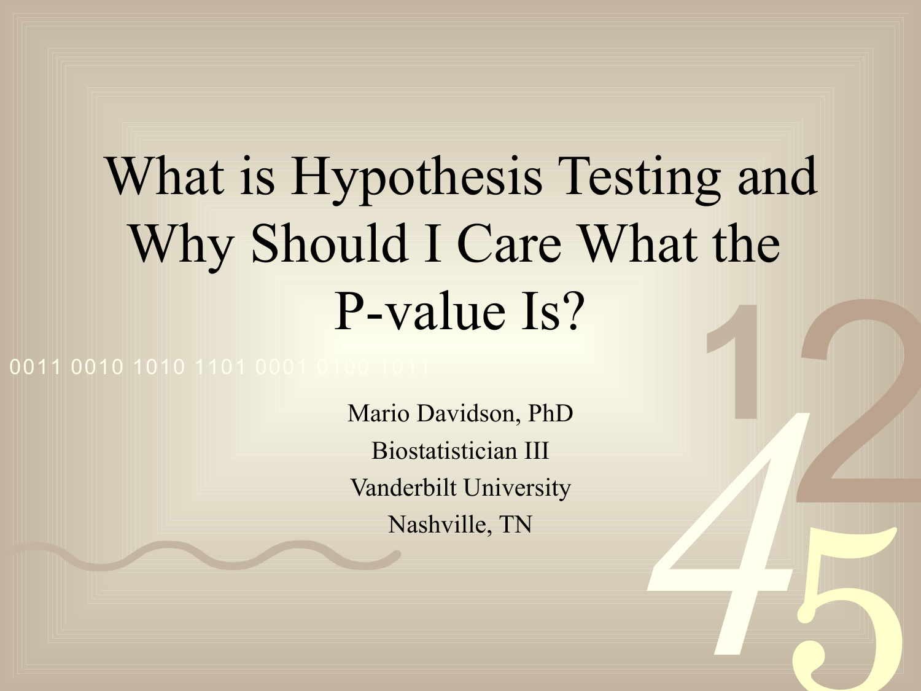# What is Hypothesis Testing and Why Should I Care What the P-value Is?

Mario Davidson, PhD

Biostatistician III

Vanderbilt University

Nashville, TN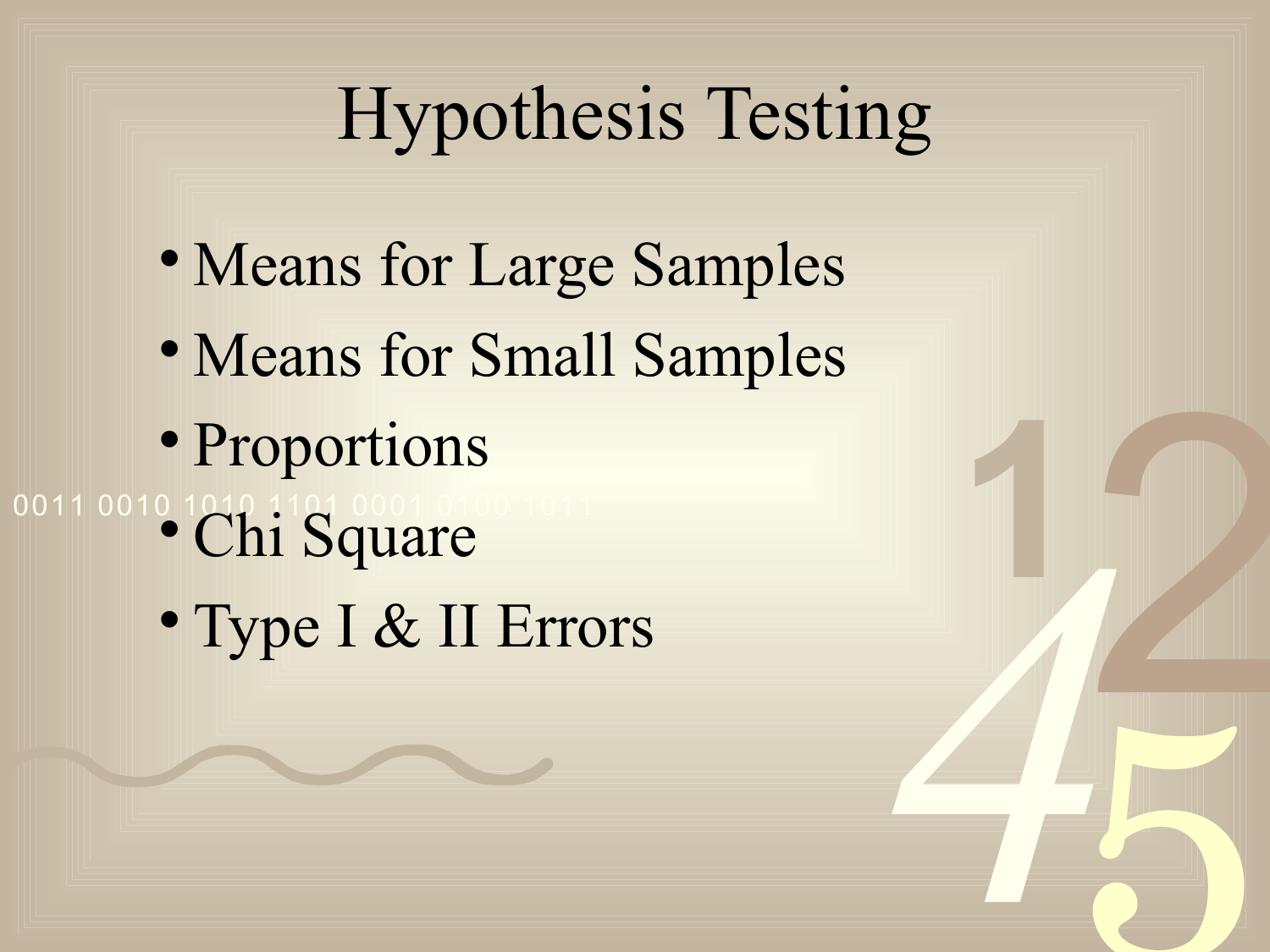# Hypothesis Testing

- Means for Large Samples
- Means for Small Samples
- Proportions
- Chi Square
- Type I & II Errors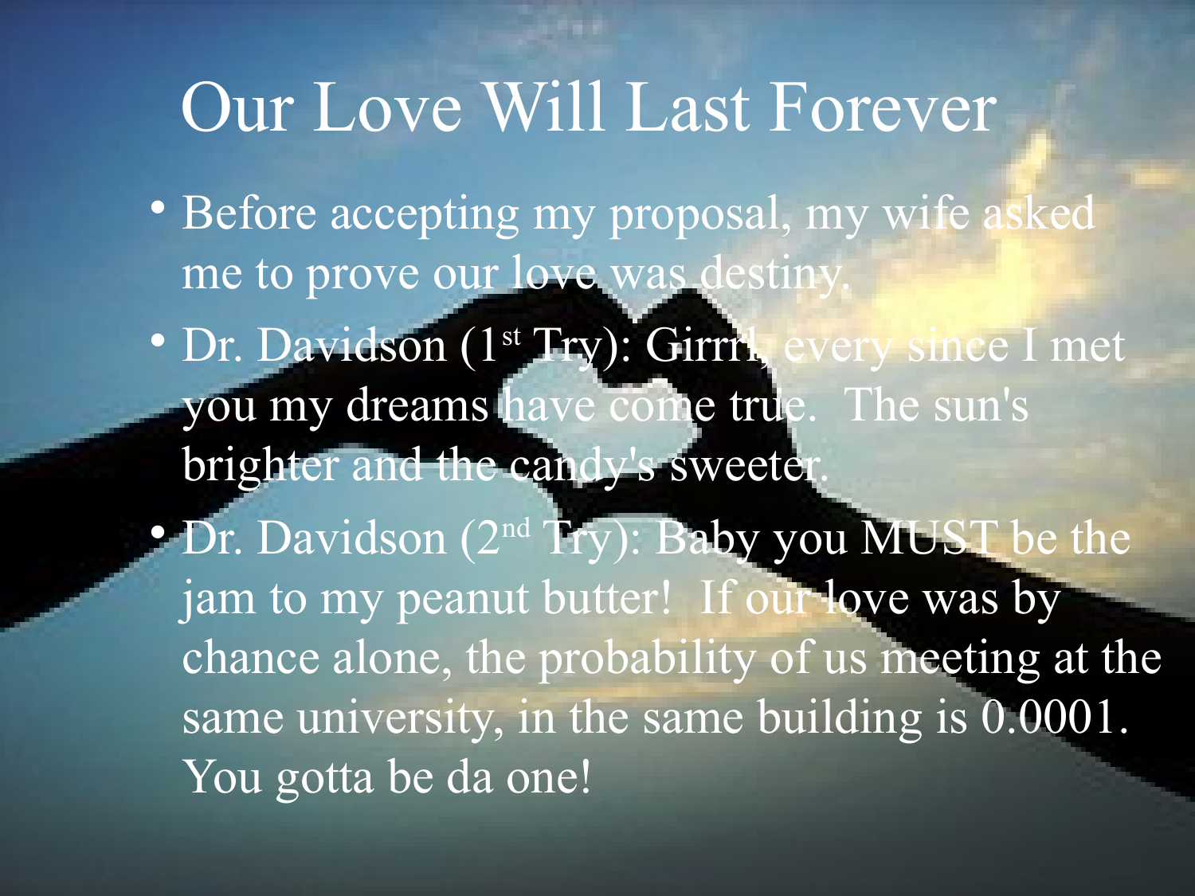# Our Love Will Last Forever

- Before accepting my proposal, my wife asked me to prove our love was destiny.
- Dr. Davidson (1st Try): Girrrl, every since I met you my dreams have come true. The sun's brighter and the candy's sweeter.
- Dr. Davidson (2nd Try): Baby you MUST be the jam to my peanut butter! If our love was by chance alone, the probability of us meeting at the same university, in the same building is 0.0001. You gotta be da one!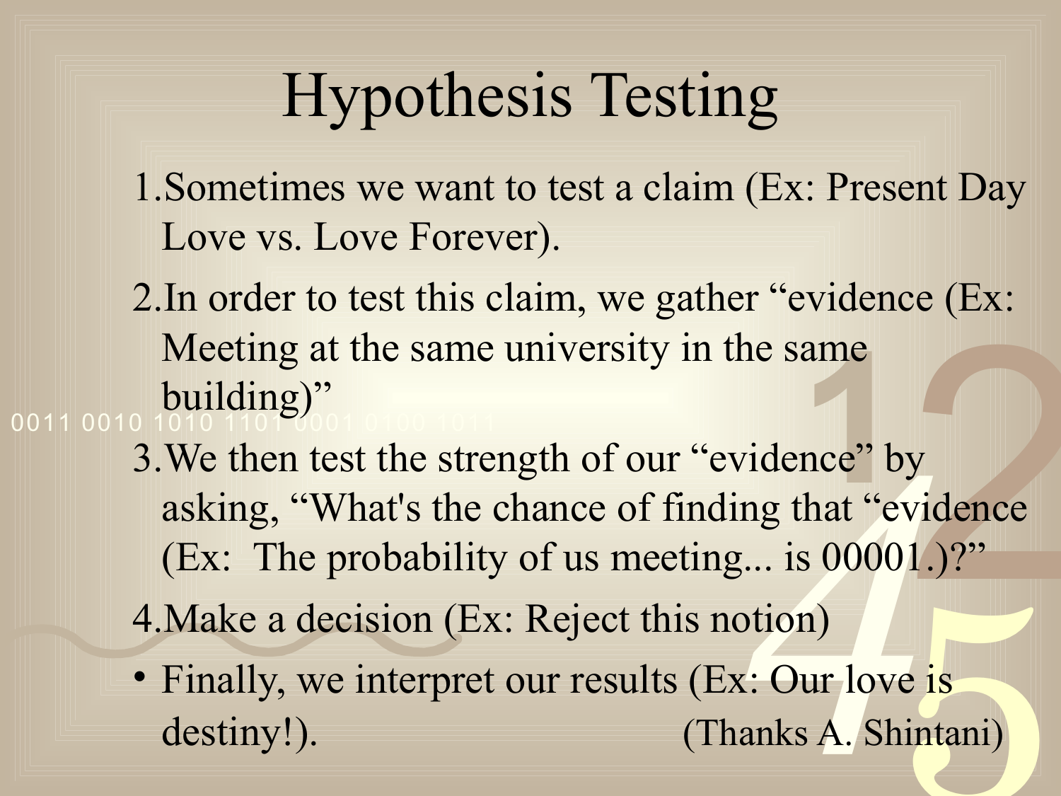# Hypothesis Testing

1. Sometimes we want to test a claim (Ex: Present Day Love vs. Love Forever).
2. In order to test this claim, we gather "evidence (Ex: Meeting at the same university in the same building)"
3. We then test the strength of our "evidence" by asking, "What's the chance of finding that "evidence (Ex: The probability of us meeting... is 00001.)?"
4. Make a decision (Ex: Reject this notion)

- Finally, we interpret our results (Ex: Our love is destiny!). (Thanks A. Shintani)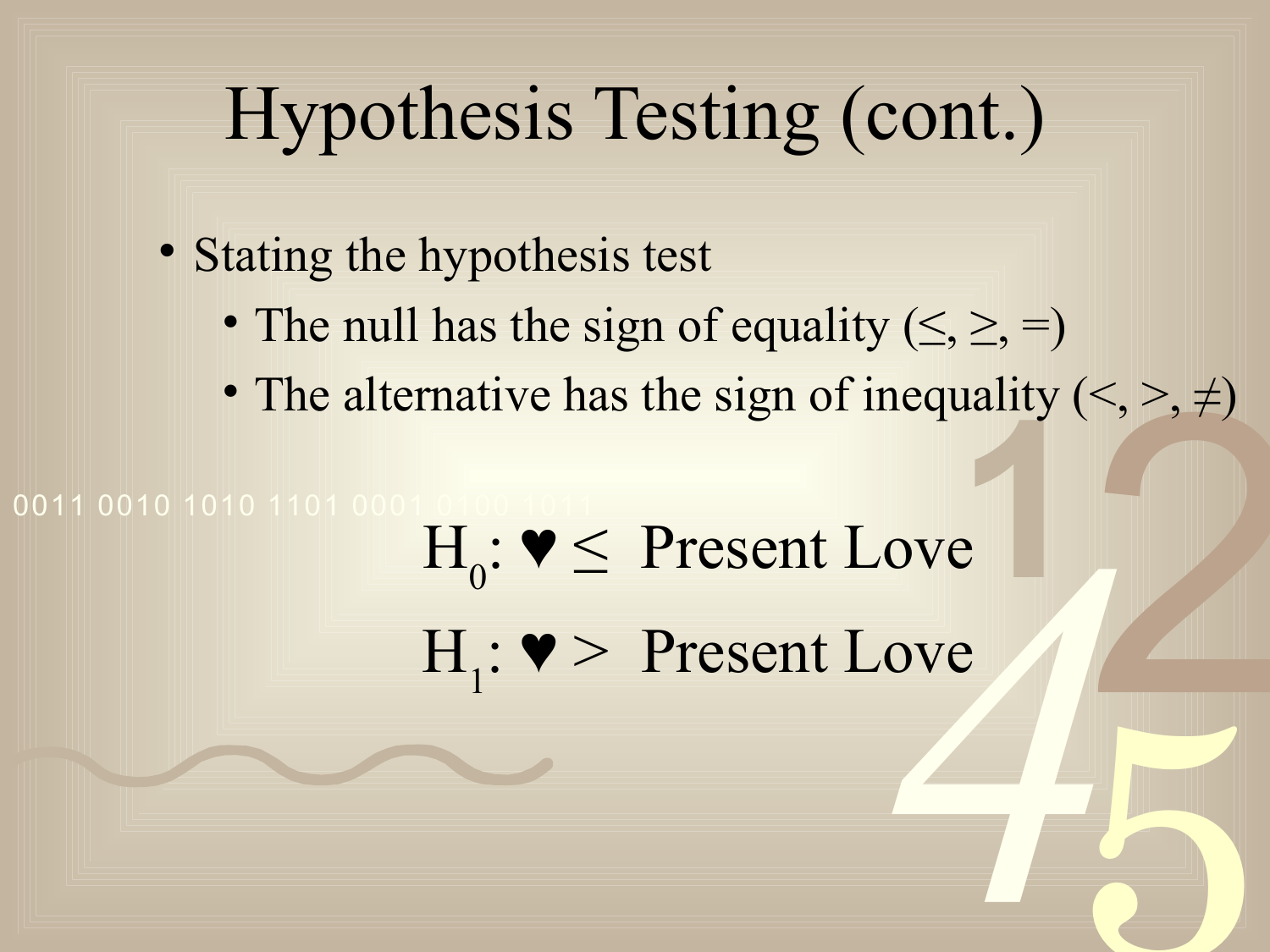# Hypothesis Testing (cont.)

- Stating the hypothesis test
  - The null has the sign of equality (≤, ≥, =)
  - The alternative has the sign of inequality (<, >, ≠)

$$H_0: \heartsuit \leq \text{ Present Love}$$

$$H_1: \heartsuit > \text{ Present Love}$$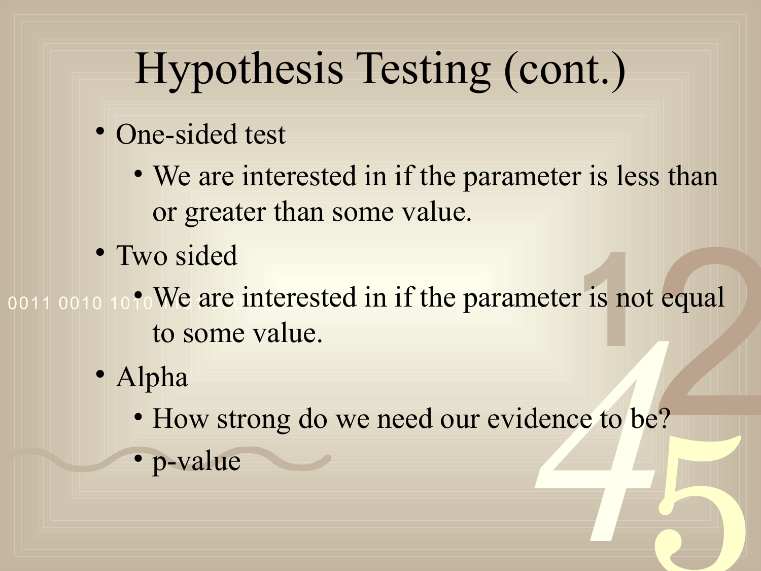# Hypothesis Testing (cont.)

- One-sided test
  - We are interested in if the parameter is less than or greater than some value.
- Two sided
  - We are interested in if the parameter is not equal to some value.
- Alpha
  - How strong do we need our evidence to be?
  - p-value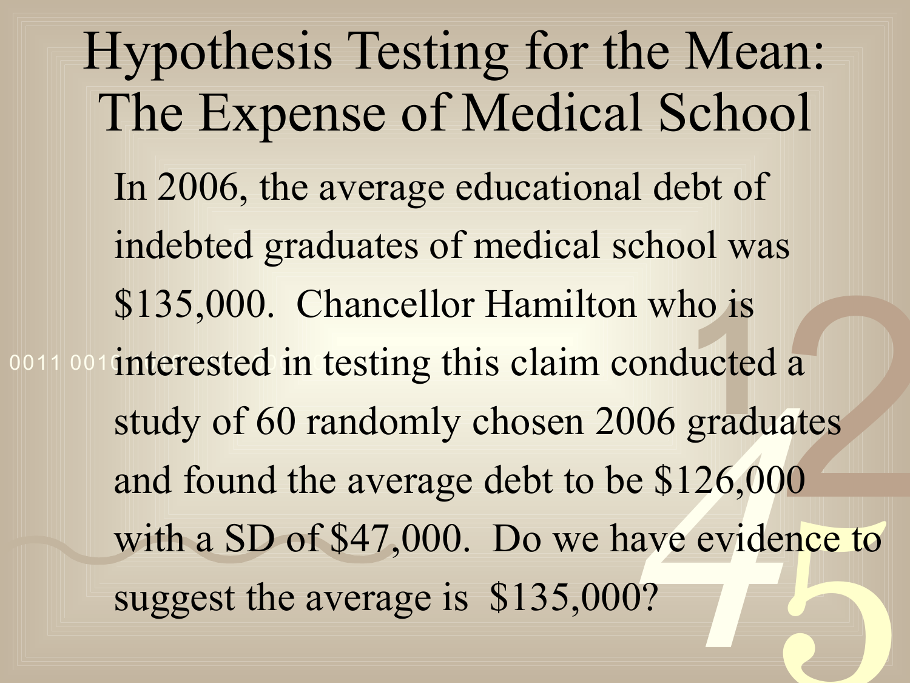# Hypothesis Testing for the Mean: The Expense of Medical School

In 2006, the average educational debt of indebted graduates of medical school was $135,000. Chancellor Hamilton who is interested in testing this claim conducted a study of 60 randomly chosen 2006 graduates and found the average debt to be $126,000 with a SD of $47,000. Do we have evidence to suggest the average is $135,000?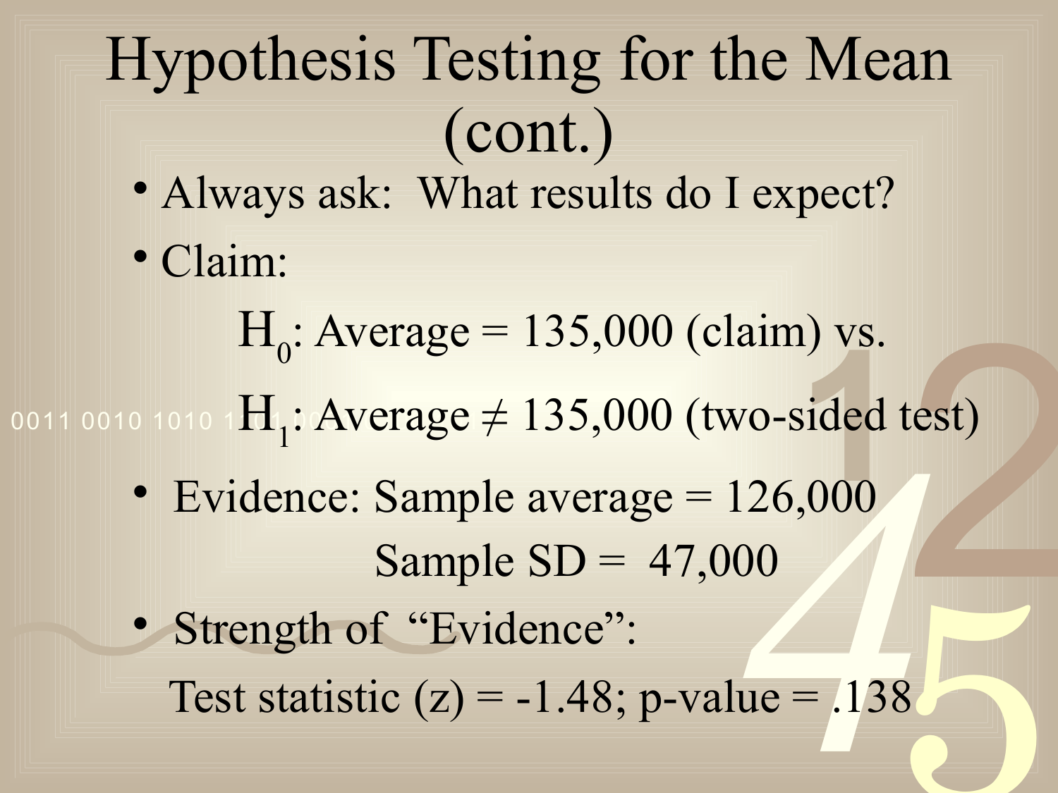# Hypothesis Testing for the Mean (cont.)

- Always ask: What results do I expect?
- Claim:

  $H_0$: Average = 135,000 (claim) vs.

  $H_1$: Average $\neq$ 135,000 (two-sided test)

- Evidence: Sample average = 126,000

  Sample SD = 47,000

- Strength of "Evidence":

  Test statistic (z) = -1.48; p-value = .138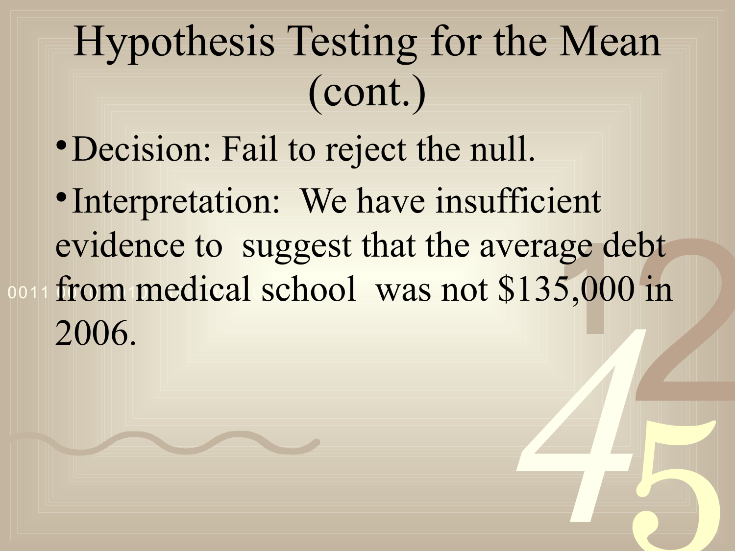# Hypothesis Testing for the Mean (cont.)

- Decision: Fail to reject the null.
- Interpretation: We have insufficient evidence to suggest that the average debt from medical school was not $135,000 in 2006.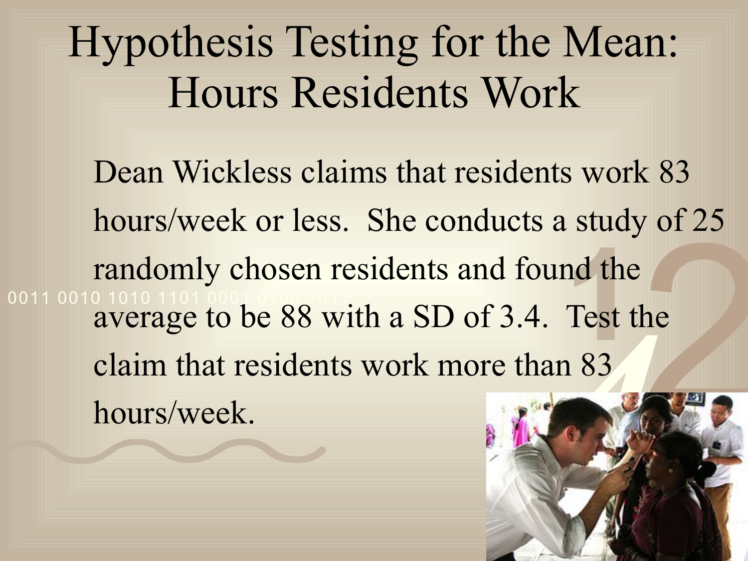# Hypothesis Testing for the Mean: Hours Residents Work

Dean Wickless claims that residents work 83 hours/week or less. She conducts a study of 25 randomly chosen residents and found the average to be 88 with a SD of 3.4. Test the claim that residents work more than 83 hours/week.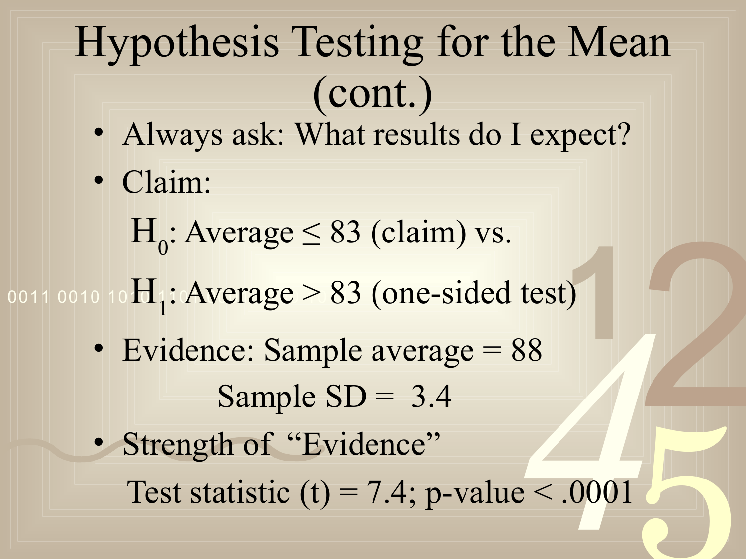# Hypothesis Testing for the Mean (cont.)

- Always ask: What results do I expect?
- Claim:

  $H_0$: Average $\leq$ 83 (claim) vs.

  $H_1$: Average $>$ 83 (one-sided test)

- Evidence: Sample average = 88

  Sample SD = 3.4

- Strength of "Evidence"

  Test statistic (t) = 7.4; p-value $< .0001$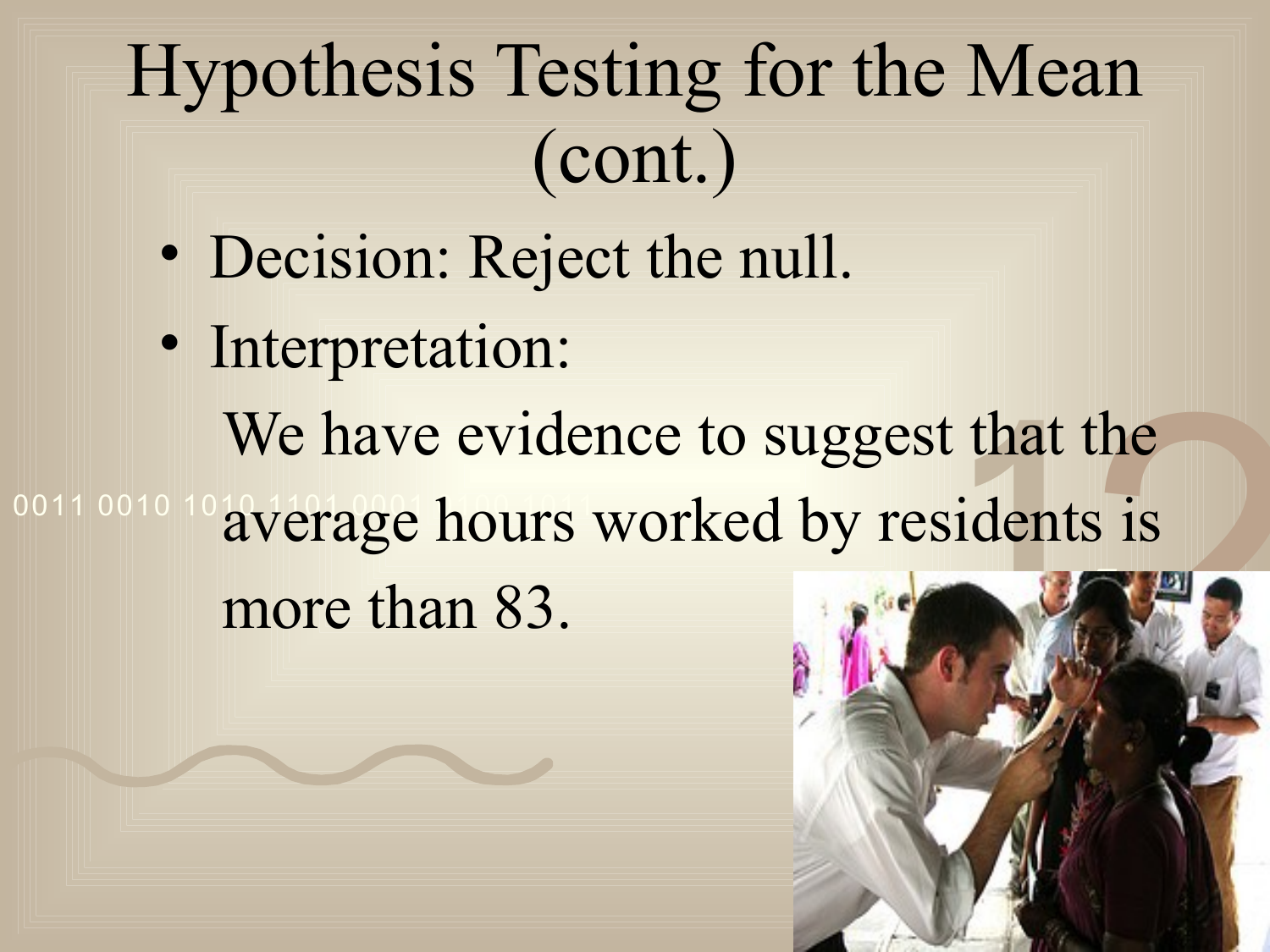# Hypothesis Testing for the Mean (cont.)

- Decision: Reject the null.
- Interpretation:

  We have evidence to suggest that the average hours worked by residents is more than 83.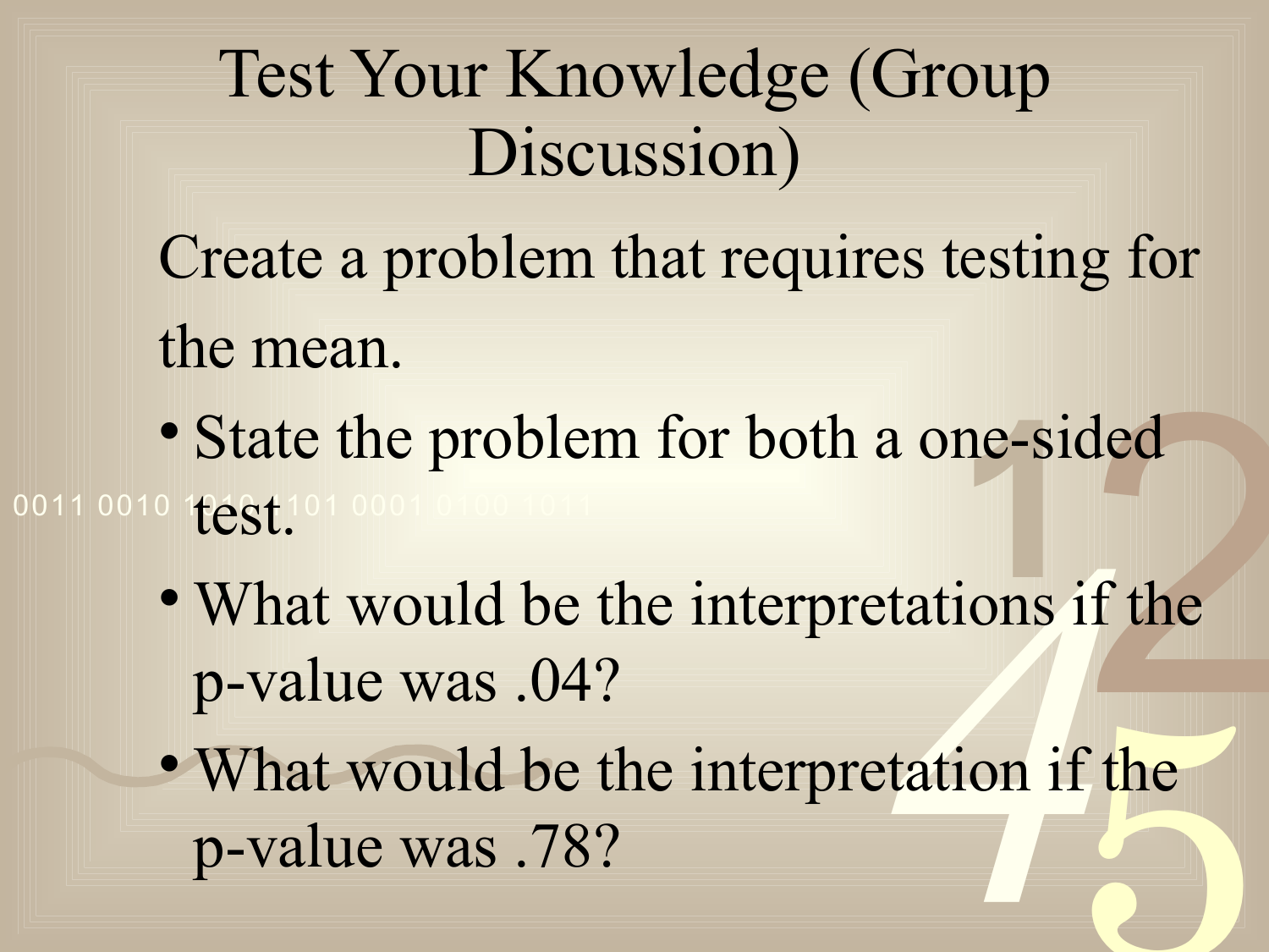# Test Your Knowledge (Group Discussion)

Create a problem that requires testing for the mean.

- State the problem for both a one-sided test.
- What would be the interpretations if the p-value was .04?
- What would be the interpretation if the p-value was .78?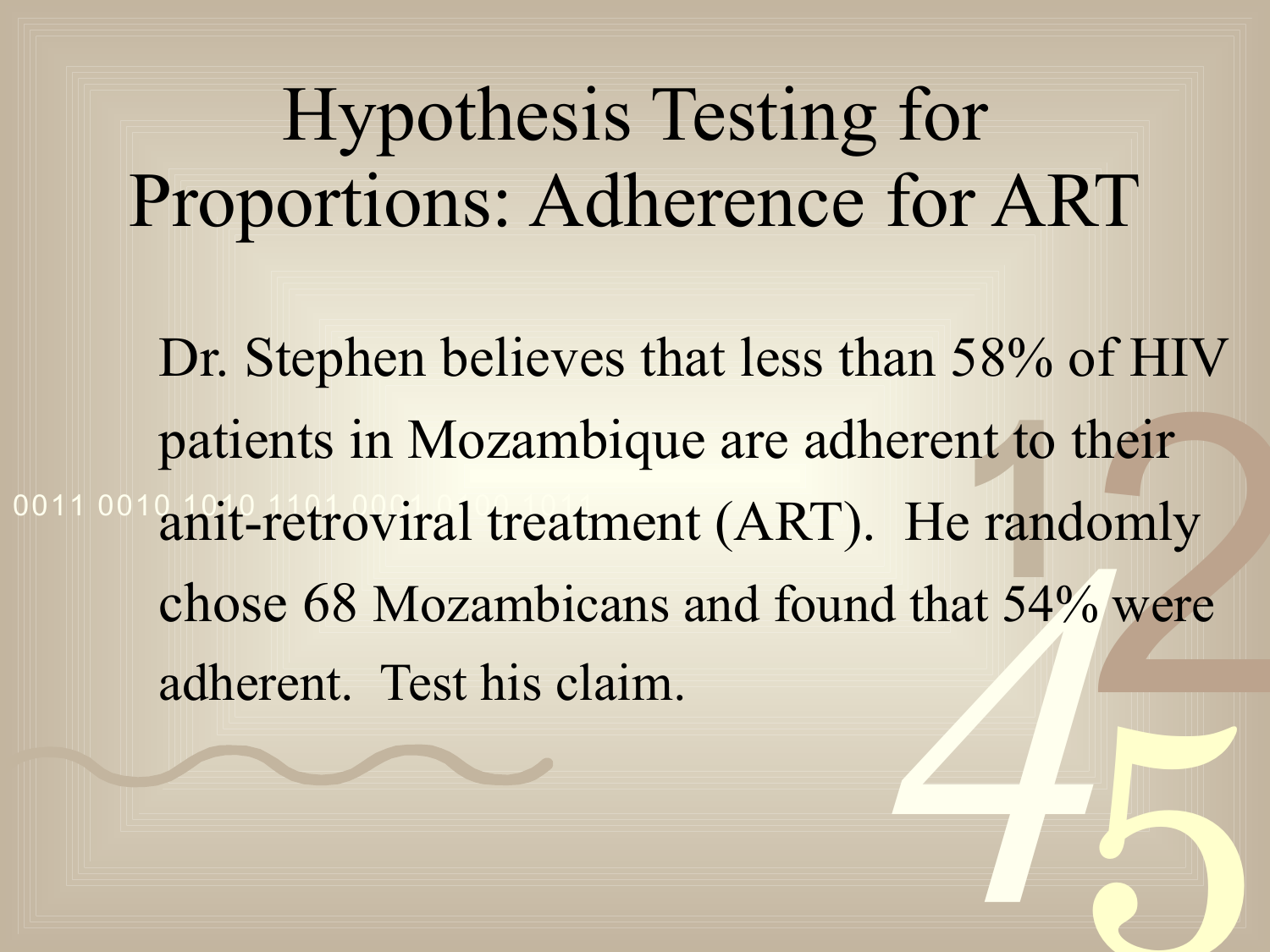# Hypothesis Testing for Proportions: Adherence for ART

Dr. Stephen believes that less than 58% of HIV patients in Mozambique are adherent to their anit-retroviral treatment (ART). He randomly chose 68 Mozambicans and found that 54% were adherent. Test his claim.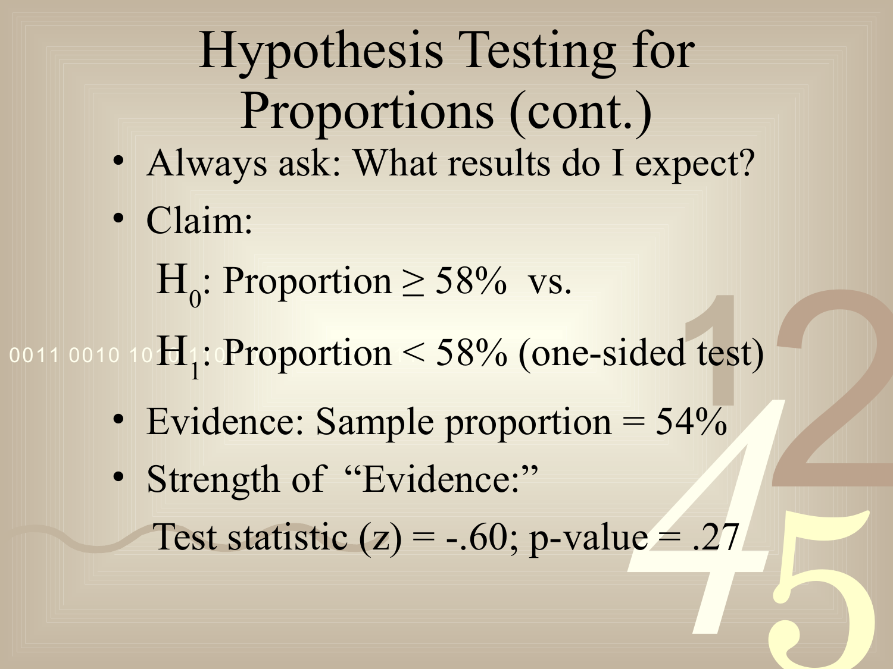# Hypothesis Testing for Proportions (cont.)

- Always ask: What results do I expect?
- Claim:

  $H_0$: Proportion ≥ 58% vs.

  $H_1$: Proportion < 58% (one-sided test)
- Evidence: Sample proportion = 54%
- Strength of "Evidence:"

  Test statistic (z) = -.60; p-value = .27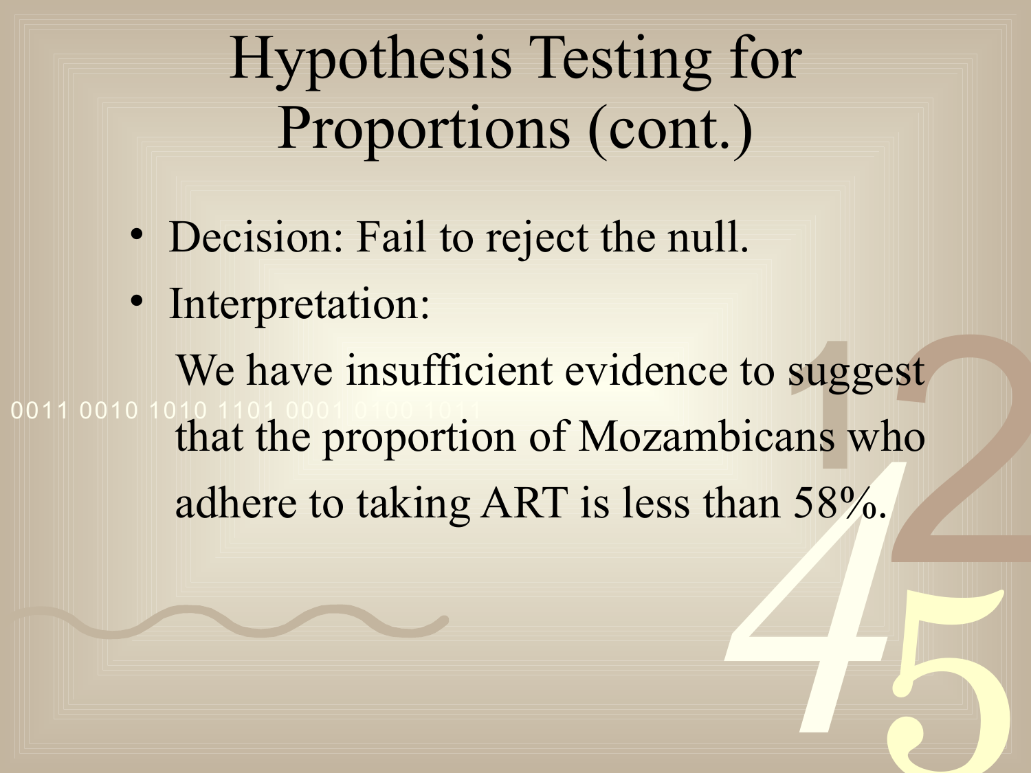# Hypothesis Testing for Proportions (cont.)

- Decision: Fail to reject the null.
- Interpretation:

  We have insufficient evidence to suggest that the proportion of Mozambicans who adhere to taking ART is less than 58%.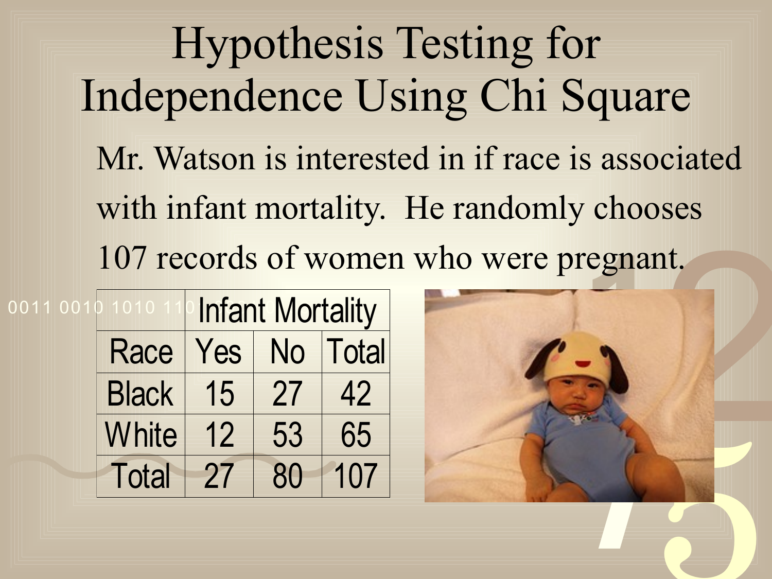# Hypothesis Testing for Independence Using Chi Square

Mr. Watson is interested in if race is associated with infant mortality. He randomly chooses 107 records of women who were pregnant.

| | Infant Mortality | | |
|---|---|---|---|
| Race | Yes | No | Total |
| Black | 15 | 27 | 42 |
| White | 12 | 53 | 65 |
| Total | 27 | 80 | 107 |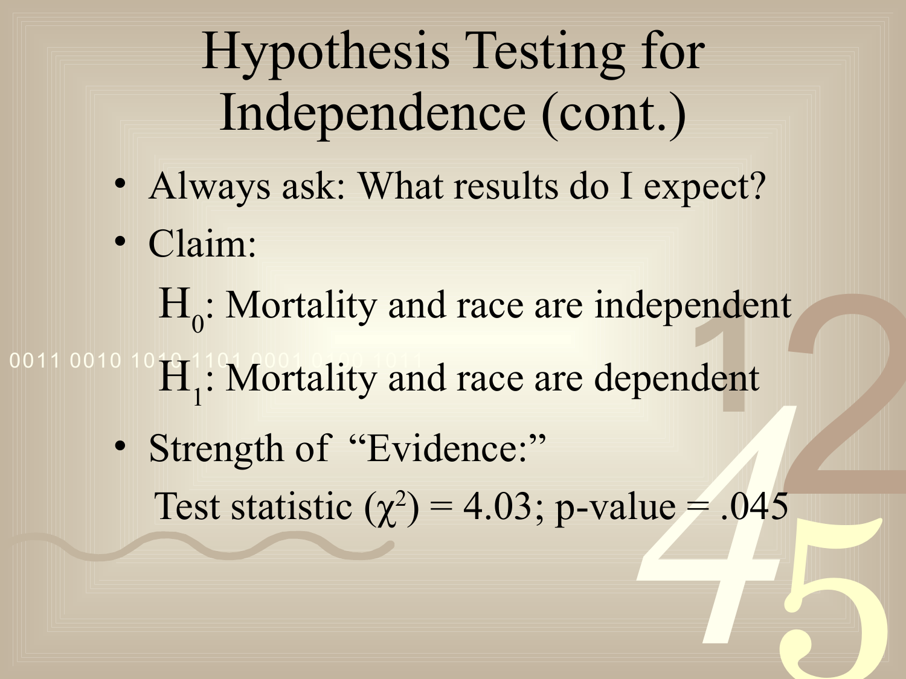# Hypothesis Testing for Independence (cont.)

- Always ask: What results do I expect?
- Claim:

  $H_0$: Mortality and race are independent

  $H_1$: Mortality and race are dependent

- Strength of "Evidence:"

  Test statistic ($\chi^2$) = 4.03; p-value = .045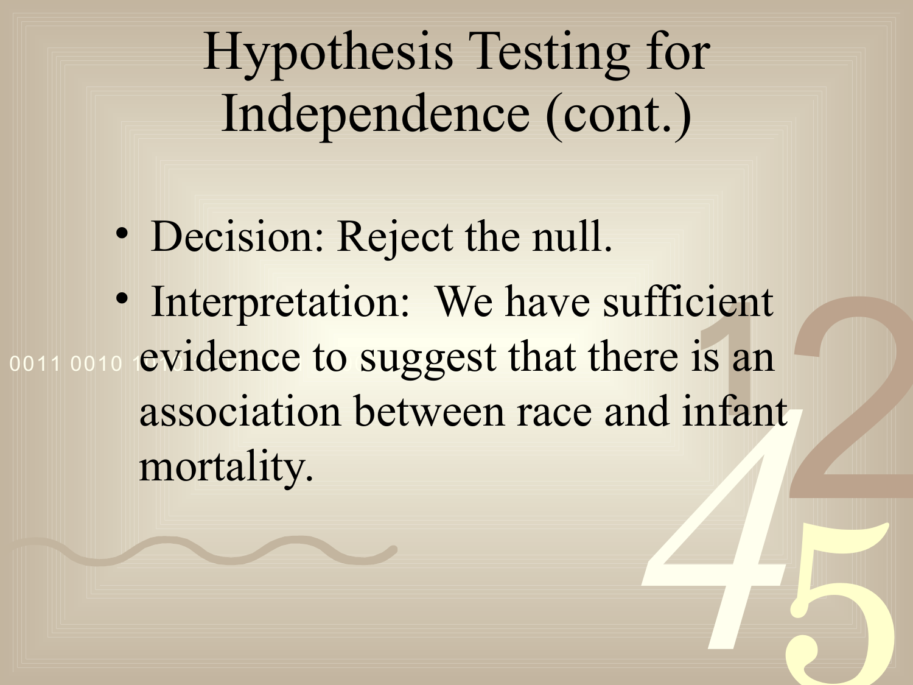# Hypothesis Testing for Independence (cont.)

- Decision: Reject the null.
- Interpretation: We have sufficient evidence to suggest that there is an association between race and infant mortality.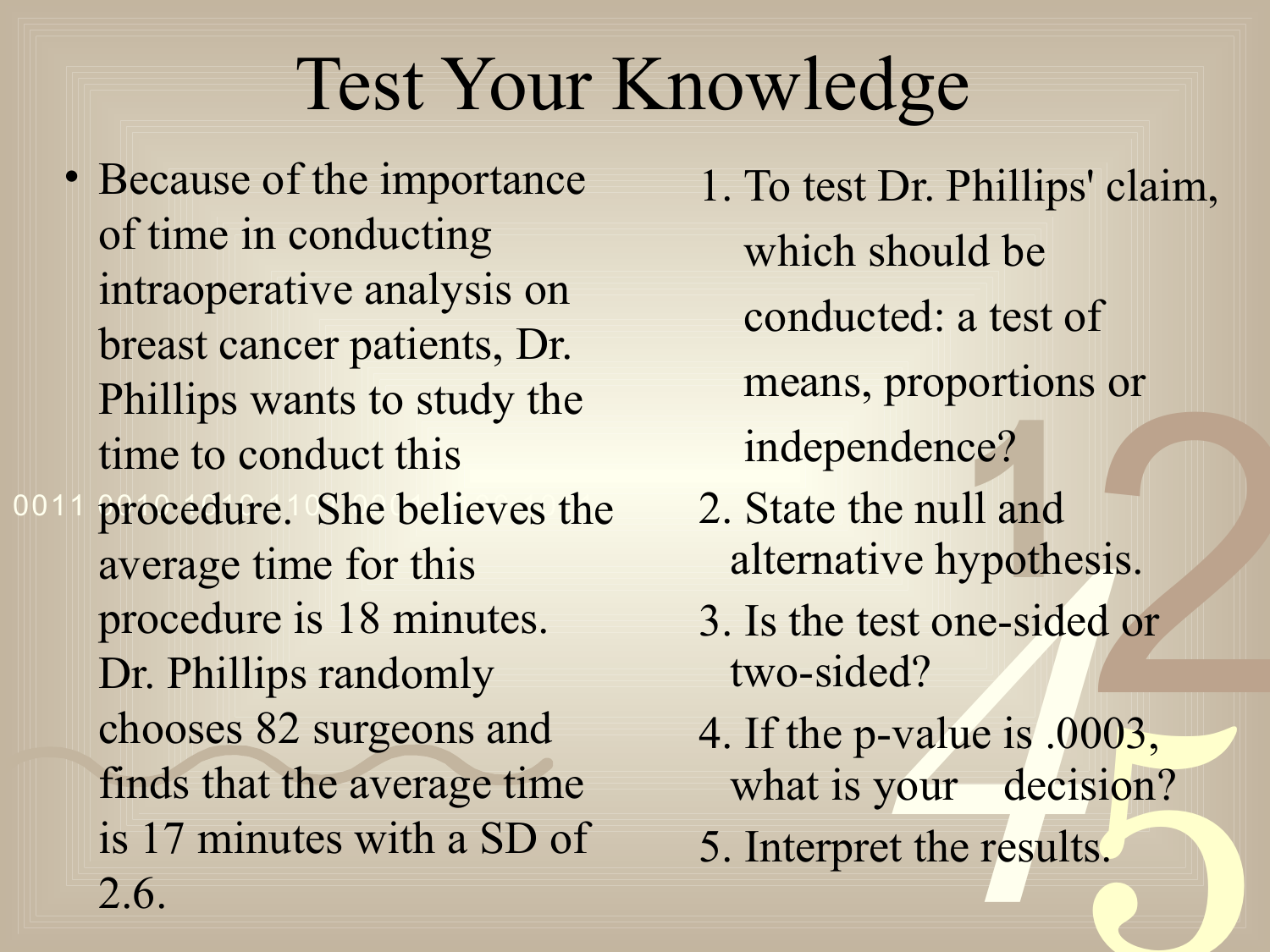# Test Your Knowledge

- Because of the importance of time in conducting intraoperative analysis on breast cancer patients, Dr. Phillips wants to study the time to conduct this procedure. She believes the average time for this procedure is 18 minutes. Dr. Phillips randomly chooses 82 surgeons and finds that the average time is 17 minutes with a SD of 2.6.

1. To test Dr. Phillips' claim, which should be conducted: a test of means, proportions or independence?
2. State the null and alternative hypothesis.
3. Is the test one-sided or two-sided?
4. If the p-value is .0003, what is your decision?
5. Interpret the results.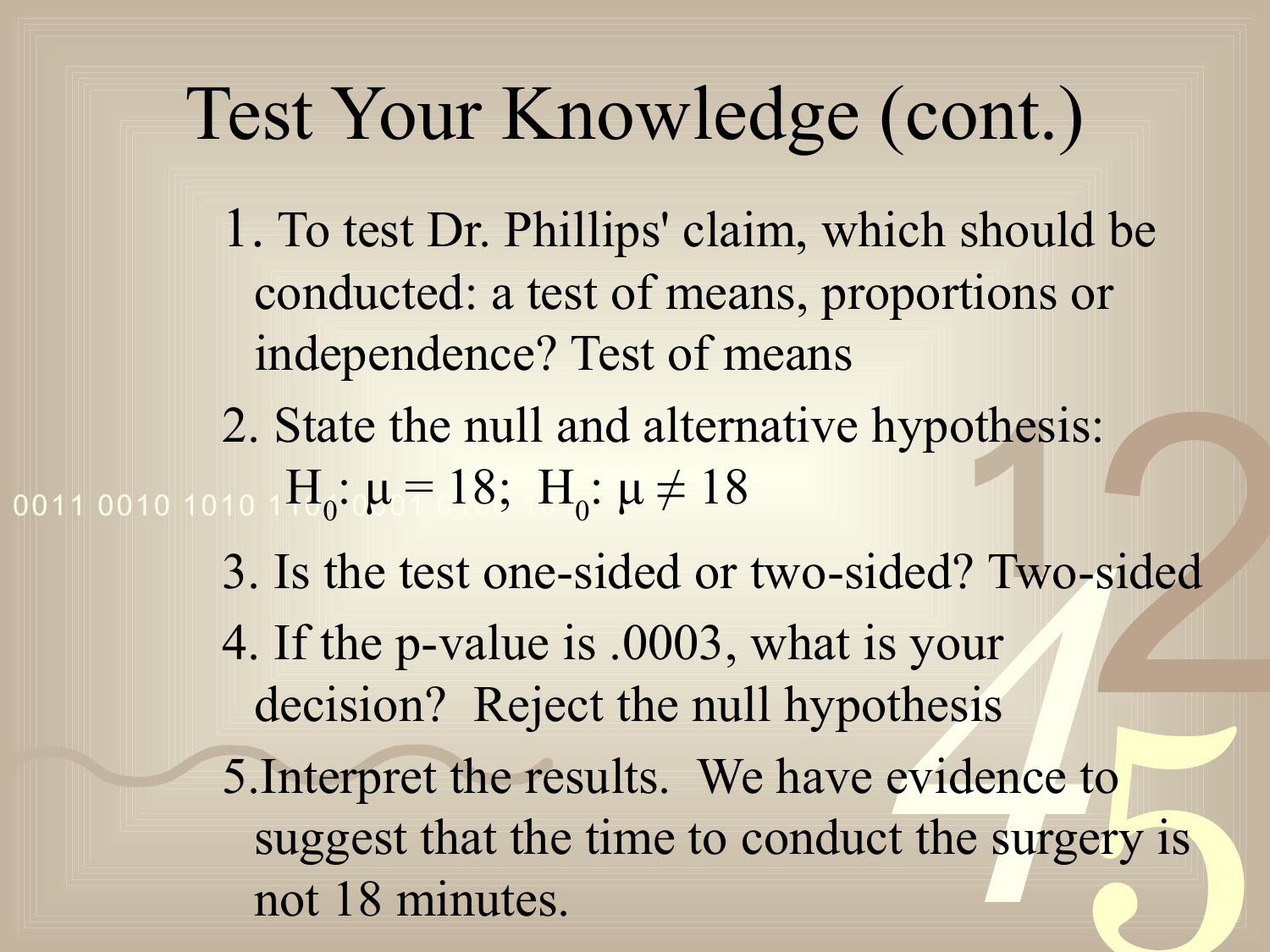# Test Your Knowledge (cont.)

1. To test Dr. Phillips' claim, which should be conducted: a test of means, proportions or independence? Test of means
2. State the null and alternative hypothesis: $H_0: \mu = 18$; $H_0: \mu \neq 18$
3. Is the test one-sided or two-sided? Two-sided
4. If the p-value is .0003, what is your decision? Reject the null hypothesis
5. Interpret the results. We have evidence to suggest that the time to conduct the surgery is not 18 minutes.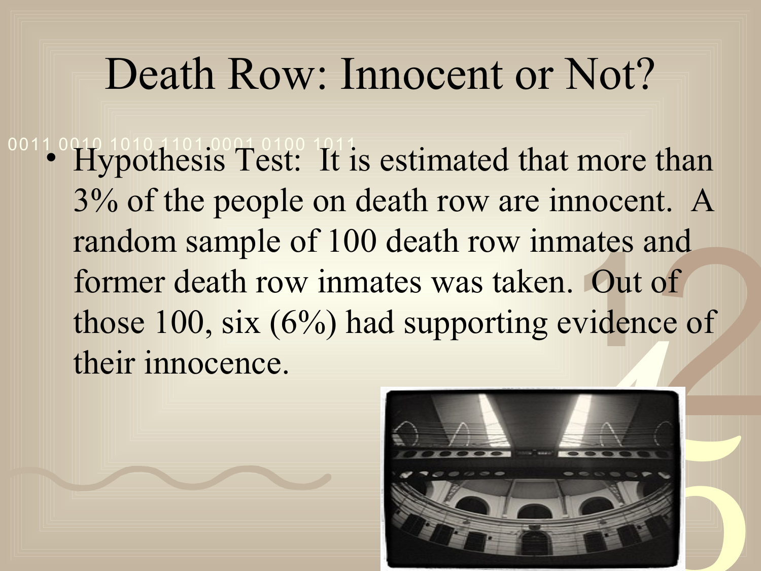# Death Row: Innocent or Not?

- Hypothesis Test: It is estimated that more than 3% of the people on death row are innocent. A random sample of 100 death row inmates and former death row inmates was taken. Out of those 100, six (6%) had supporting evidence of their innocence.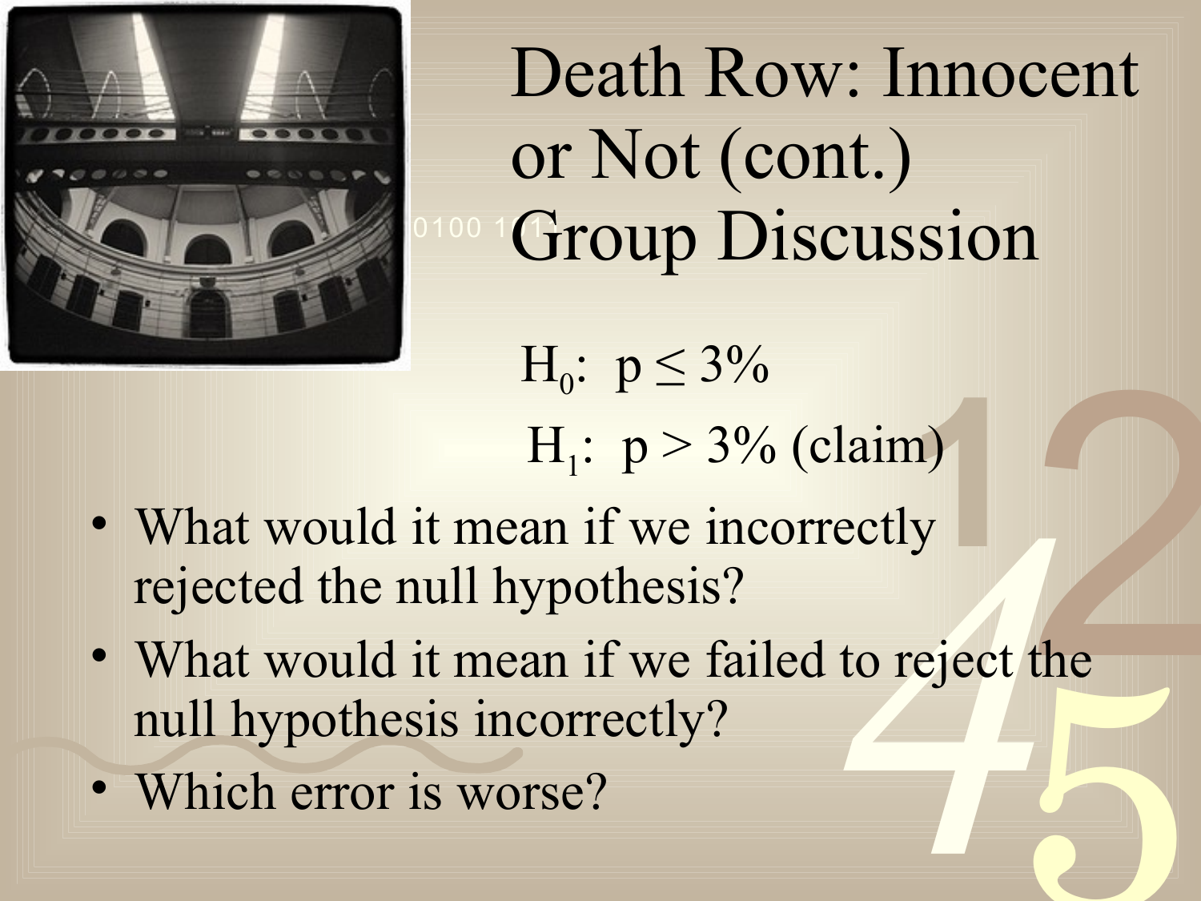# Death Row: Innocent or Not (cont.) Group Discussion

$H_0$: $p \leq 3\%$

$H_1$: $p > 3\%$ (claim)

- What would it mean if we incorrectly rejected the null hypothesis?
- What would it mean if we failed to reject the null hypothesis incorrectly?
- Which error is worse?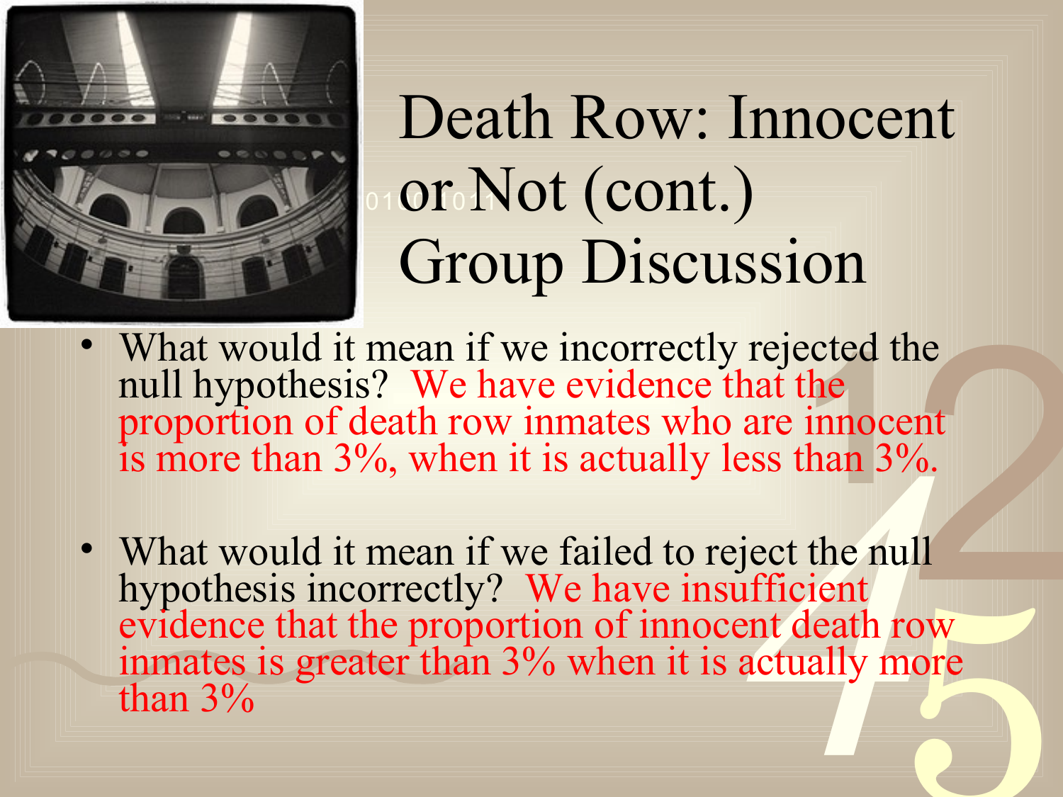# Death Row: Innocent or Not (cont.) Group Discussion

- What would it mean if we incorrectly rejected the null hypothesis? We have evidence that the proportion of death row inmates who are innocent is more than 3%, when it is actually less than 3%.

- What would it mean if we failed to reject the null hypothesis incorrectly? We have insufficient evidence that the proportion of innocent death row inmates is greater than 3% when it is actually more than 3%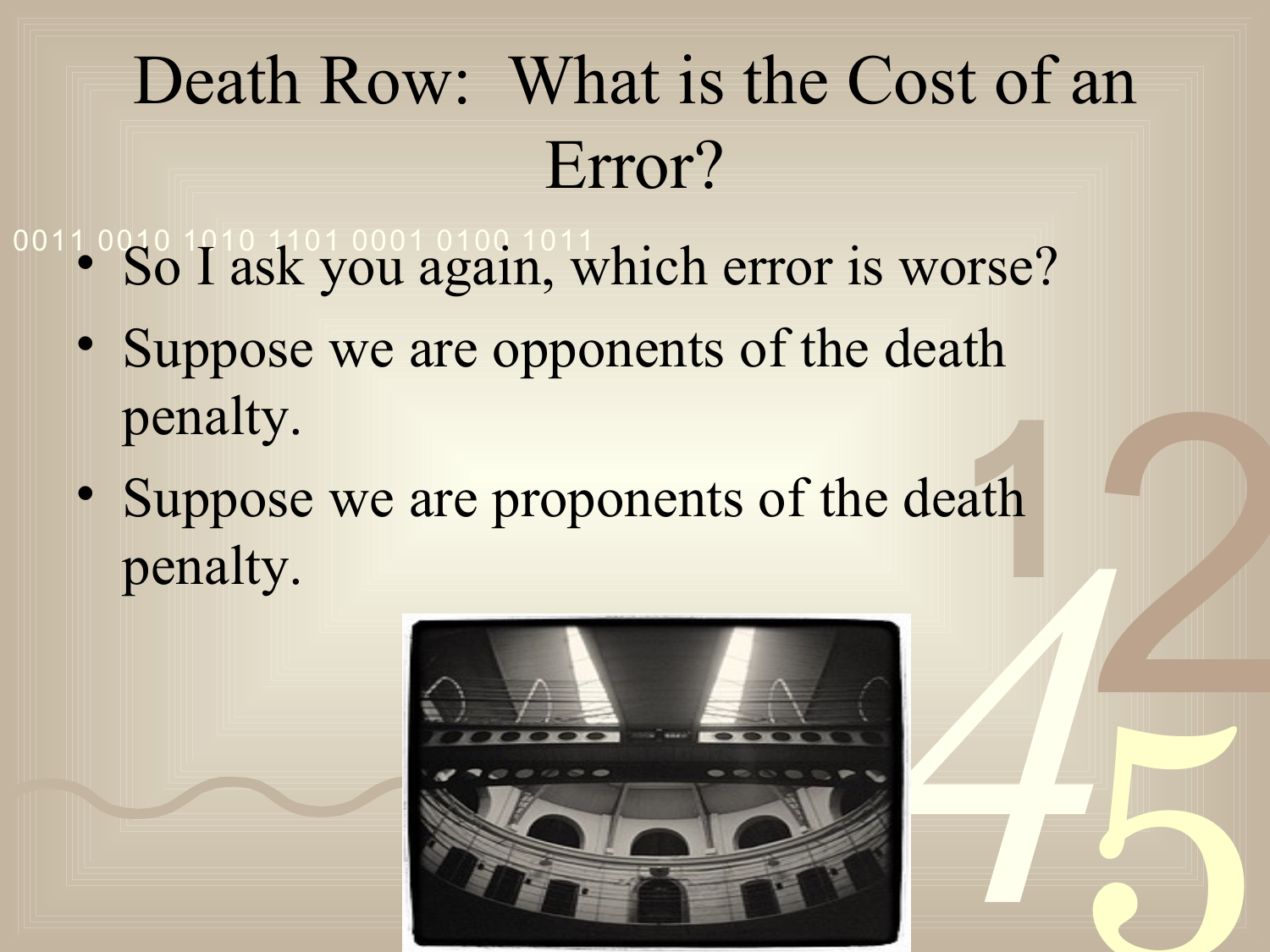# Death Row: What is the Cost of an Error?

- So I ask you again, which error is worse?
- Suppose we are opponents of the death penalty.
- Suppose we are proponents of the death penalty.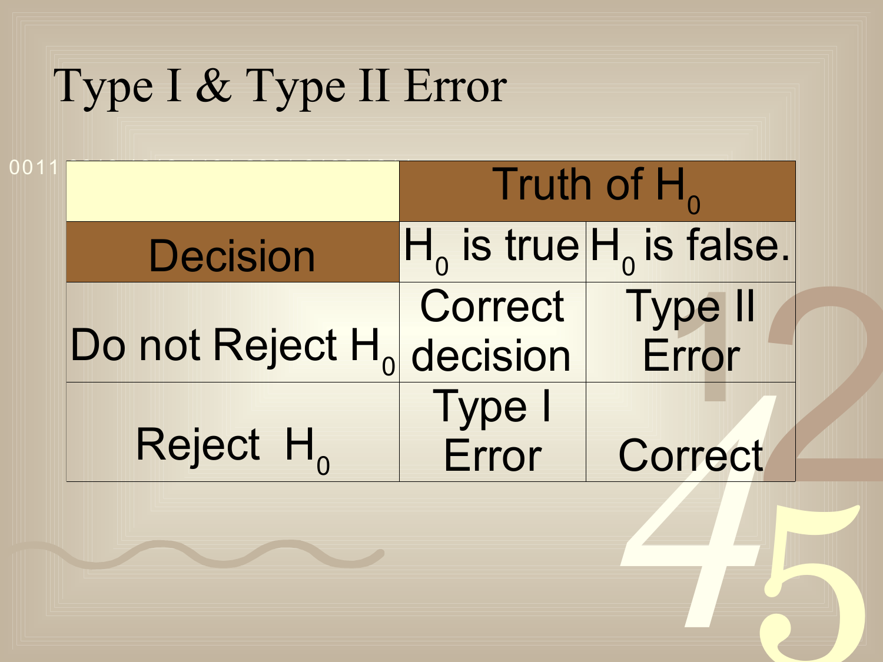# Type I & Type II Error

| | Truth of $H_0$ | |
|---|---|---|
| **Decision** | $H_0$ is true | $H_0$ is false. |
| Do not Reject $H_0$ | Correct decision | Type II Error |
| Reject $H_0$ | Type I Error | Correct |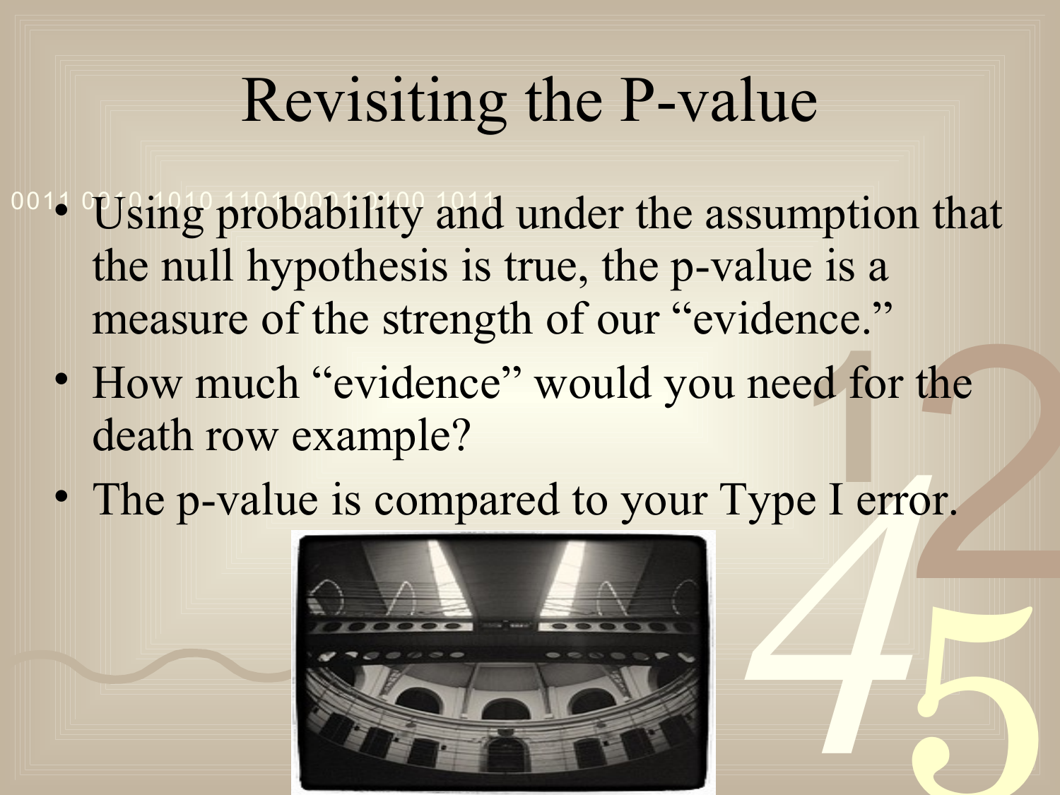# Revisiting the P-value

- Using probability and under the assumption that the null hypothesis is true, the p-value is a measure of the strength of our "evidence."
- How much "evidence" would you need for the death row example?
- The p-value is compared to your Type I error.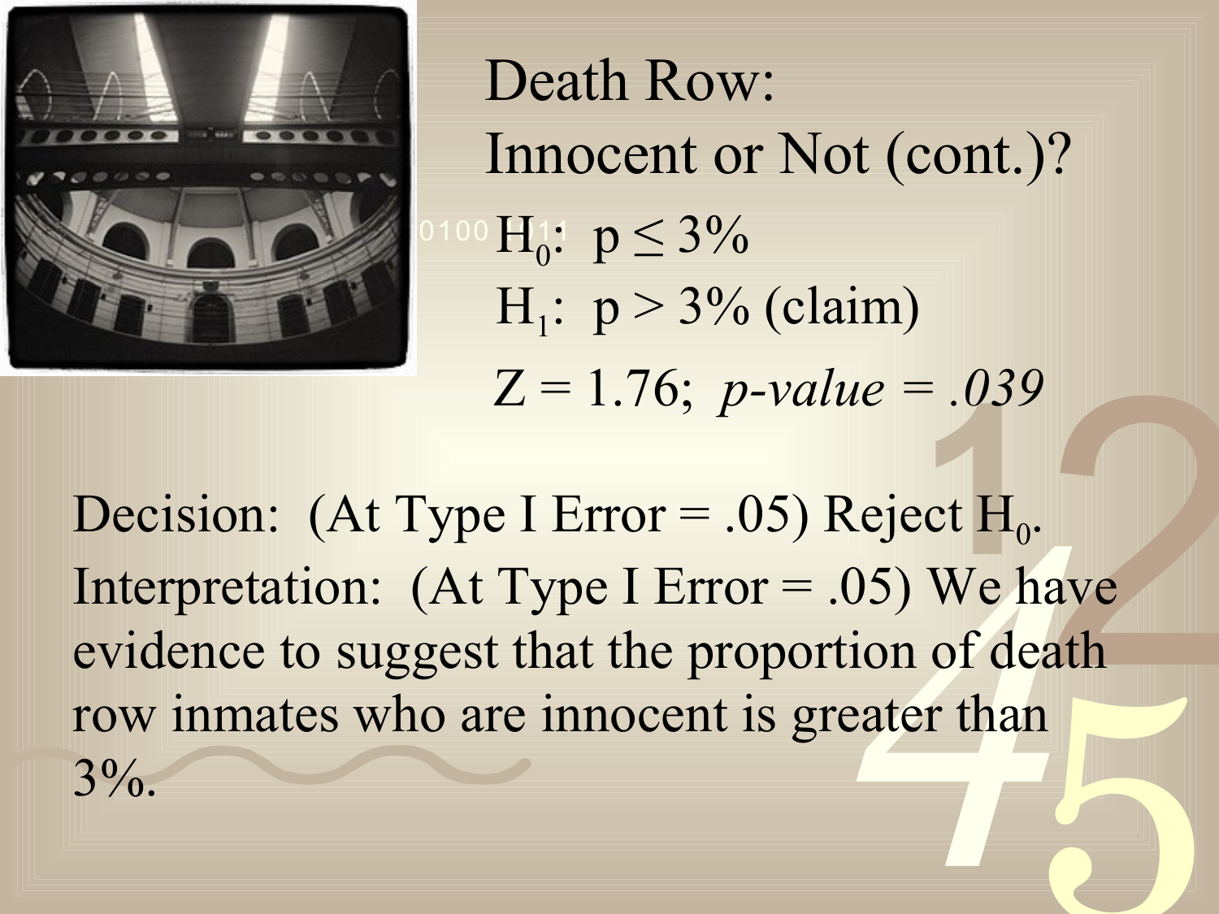# Death Row: Innocent or Not (cont.)?

$H_0$: $p \leq 3\%$

$H_1$: $p > 3\%$ (claim)

$Z = 1.76$; *p-value = .039*

Decision: (At Type I Error = .05) Reject $H_0$.

Interpretation: (At Type I Error = .05) We have evidence to suggest that the proportion of death row inmates who are innocent is greater than 3%.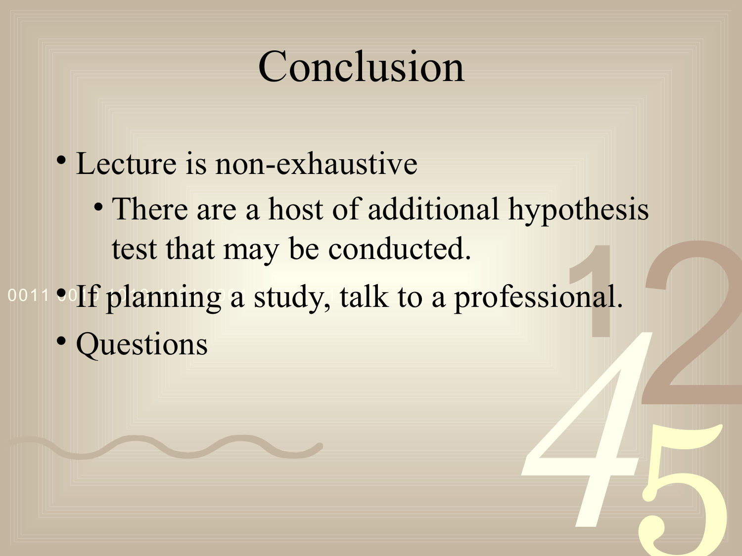# Conclusion

- Lecture is non-exhaustive
  - There are a host of additional hypothesis test that may be conducted.
- If planning a study, talk to a professional.
- Questions